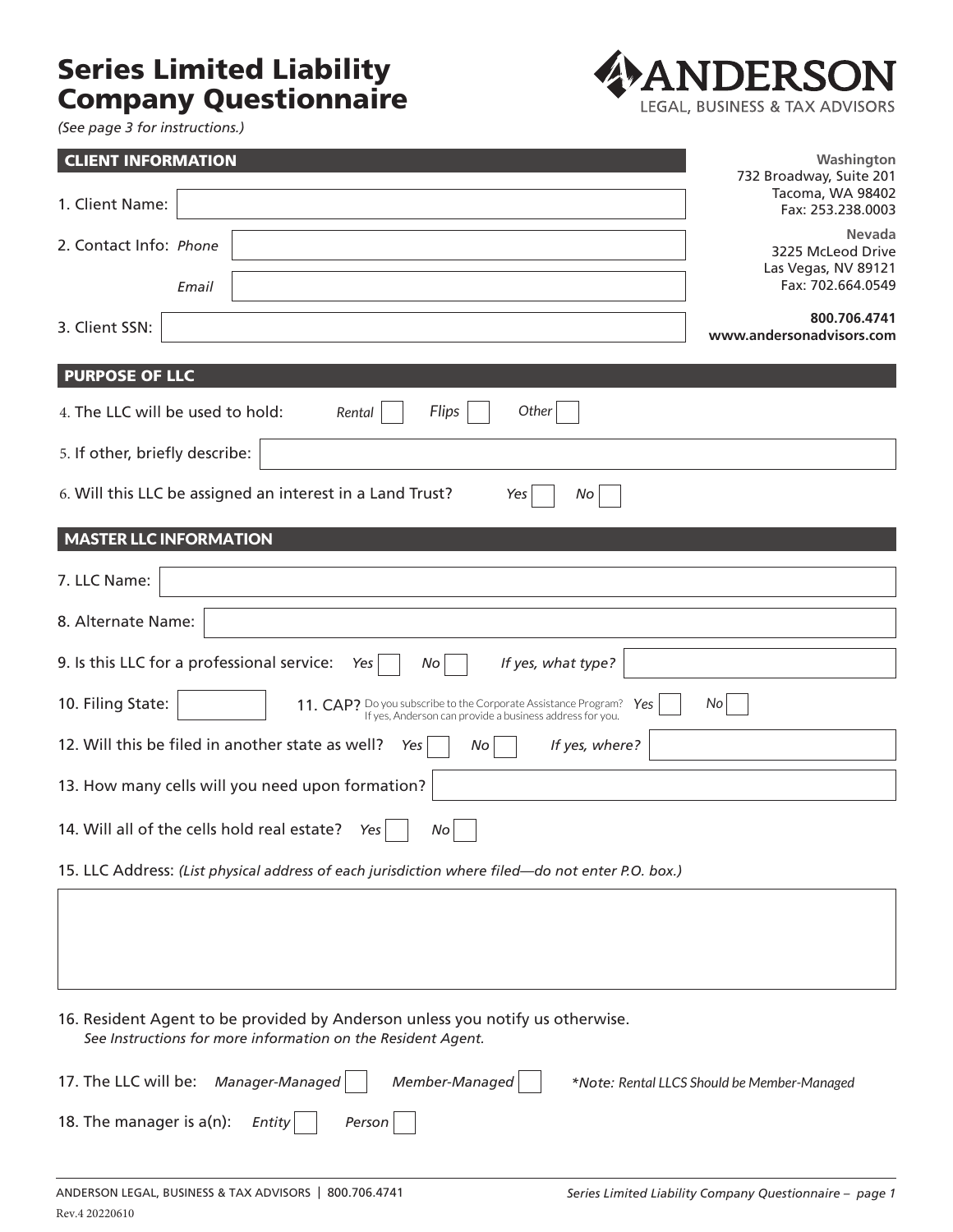# Series Limited Liability Company Questionnaire

*(See page 3 for instructions.)*

**ANDERSON**
LEGAL, BUSINESS & TAX ADVISORS

**Washington**
732 Broadway, Suite 201
Tacoma, WA 98402
Fax: 253.238.0003

**Nevada**
3225 McLeod Drive
Las Vegas, NV 89121
Fax: 702.664.0549

**800.706.4741**
**www.andersonadvisors.com**

## CLIENT INFORMATION

1. Client Name: ______

2. Contact Info: *Phone* ______

   *Email* ______

3. Client SSN: ______

## PURPOSE OF LLC

4. The LLC will be used to hold: *Rental* ☐ *Flips* ☐ *Other* ☐

5. If other, briefly describe: ______

6. Will this LLC be assigned an interest in a Land Trust? *Yes* ☐ *No* ☐

## MASTER LLC INFORMATION

7. LLC Name: ______

8. Alternate Name: ______

9. Is this LLC for a professional service: *Yes* ☐ *No* ☐ *If yes, what type?* ______

10. Filing State: ______

11. CAP? Do you subscribe to the Corporate Assistance Program? If yes, Anderson can provide a business address for you. *Yes* ☐ *No* ☐

12. Will this be filed in another state as well? *Yes* ☐ *No* ☐ *If yes, where?* ______

13. How many cells will you need upon formation? ______

14. Will all of the cells hold real estate? *Yes* ☐ *No* ☐

15. LLC Address: *(List physical address of each jurisdiction where filed—do not enter P.O. box.)*

______

16. Resident Agent to be provided by Anderson unless you notify us otherwise.
    *See Instructions for more information on the Resident Agent.*

17. The LLC will be: *Manager-Managed* ☐ *Member-Managed* ☐ *\*Note: Rental LLCS Should be Member-Managed*

18. The manager is a(n): *Entity* ☐ *Person* ☐

Rev.4 20220610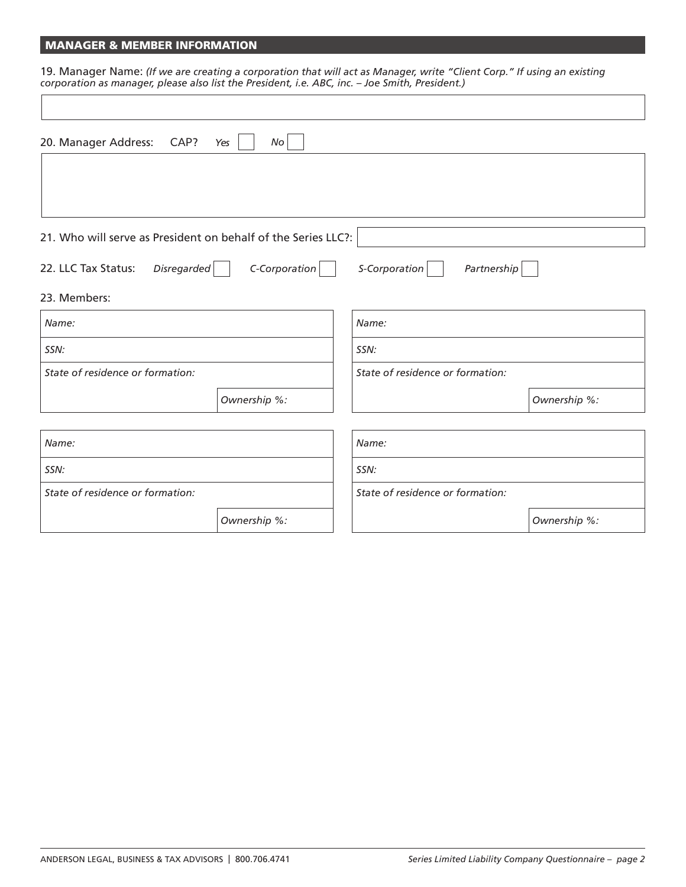## MANAGER & MEMBER INFORMATION

19. Manager Name: *(If we are creating a corporation that will act as Manager, write "Client Corp." If using an existing corporation as manager, please also list the President, i.e. ABC, inc. – Joe Smith, President.)*

20. Manager Address: CAP? *Yes* ☐ *No* ☐

21. Who will serve as President on behalf of the Series LLC?:

22. LLC Tax Status: *Disregarded* ☐ *C-Corporation* ☐ *S-Corporation* ☐ *Partnership* ☐

23. Members:

| *Name:* | |
|---|---|
| *SSN:* | |
| *State of residence or formation:* | |
| | *Ownership %:* |

| *Name:* | |
|---|---|
| *SSN:* | |
| *State of residence or formation:* | |
| | *Ownership %:* |

| *Name:* | |
|---|---|
| *SSN:* | |
| *State of residence or formation:* | |
| | *Ownership %:* |

| *Name:* | |
|---|---|
| *SSN:* | |
| *State of residence or formation:* | |
| | *Ownership %:* |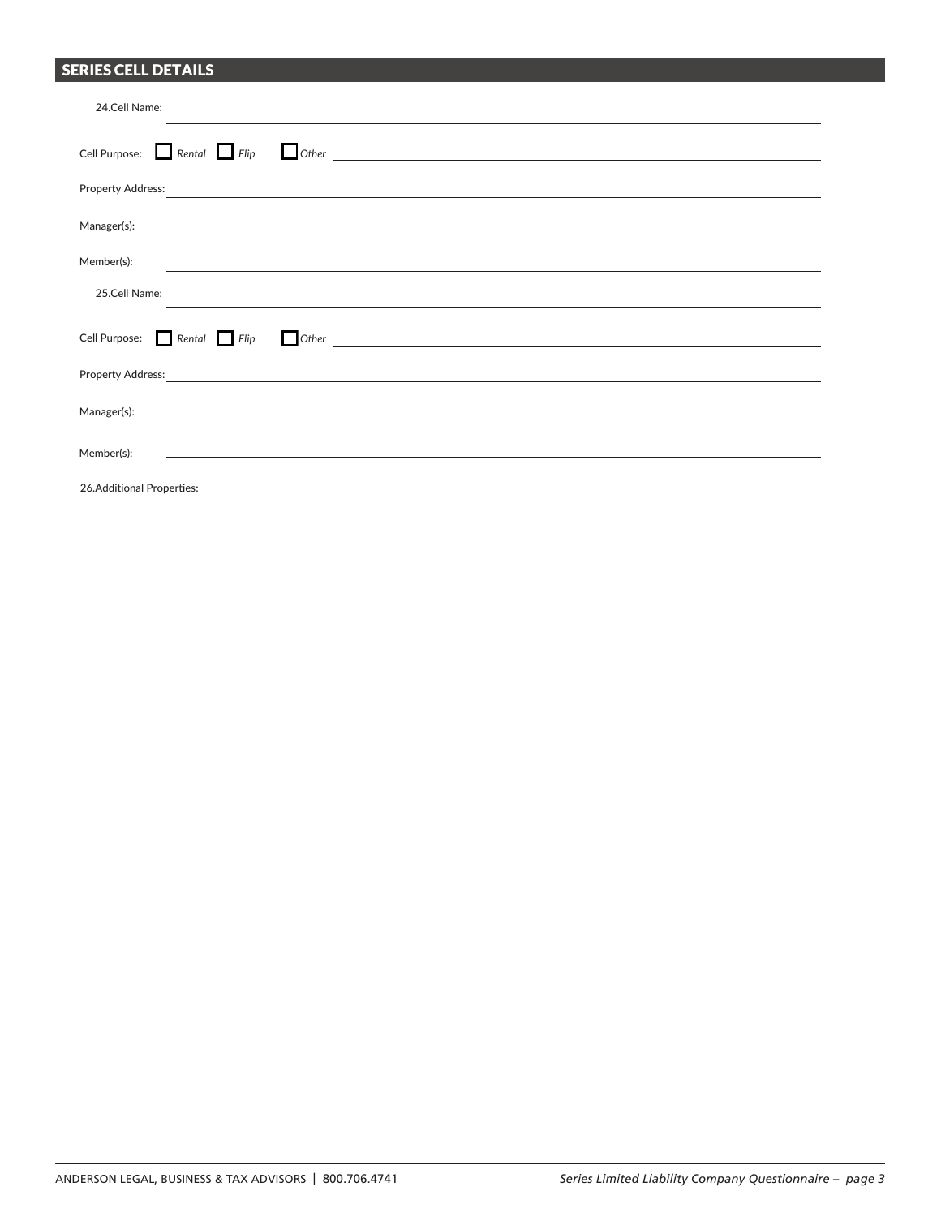## SERIES CELL DETAILS

24. Cell Name: ______________________________

Cell Purpose: ☐ *Rental* ☐ *Flip* ☐ *Other* ______________________________

Property Address: ______________________________

Manager(s): ______________________________

Member(s): ______________________________

25. Cell Name: ______________________________

Cell Purpose: ☐ *Rental* ☐ *Flip* ☐ *Other* ______________________________

Property Address: ______________________________

Manager(s): ______________________________

Member(s): ______________________________

26. Additional Properties: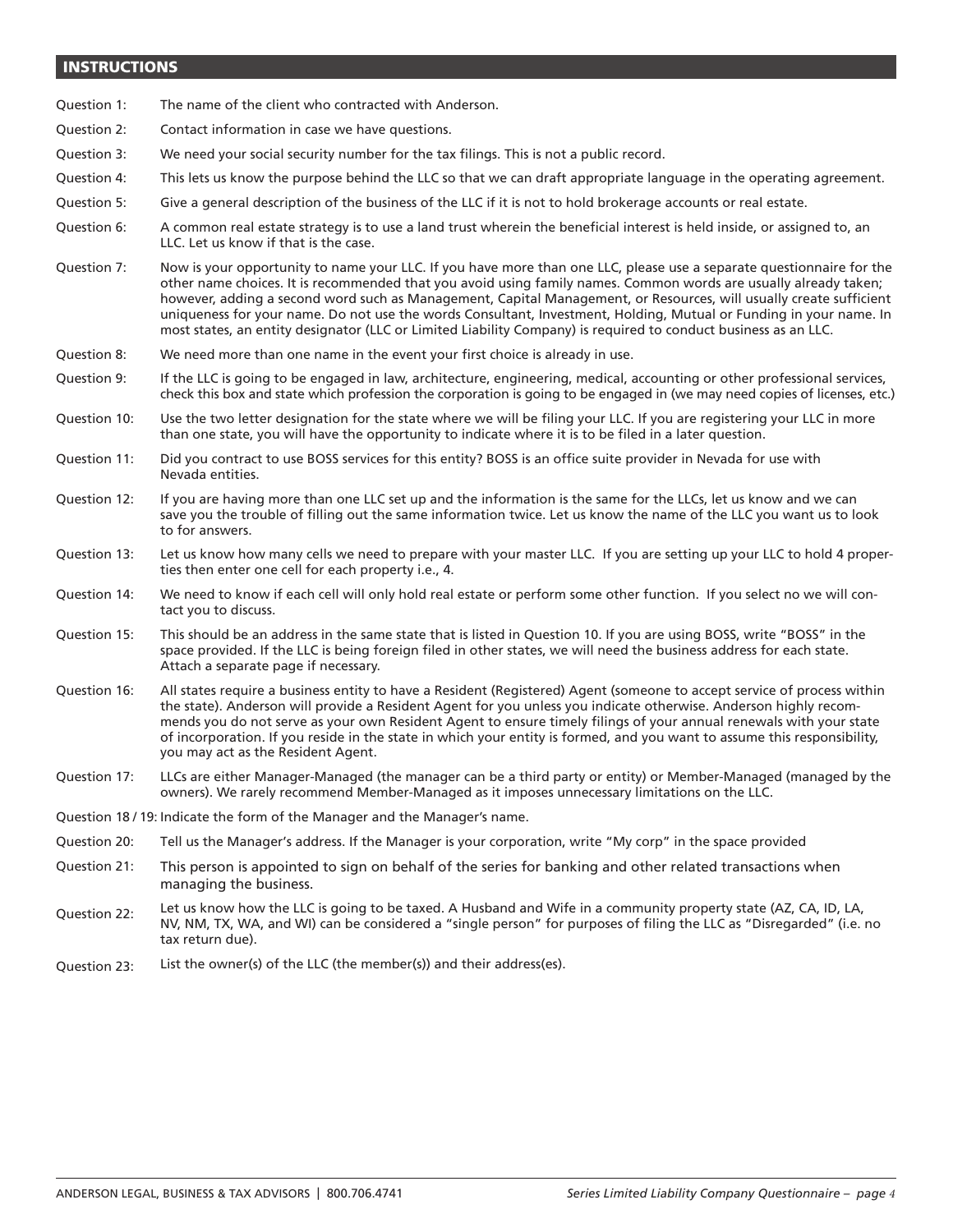## INSTRUCTIONS

Question 1: The name of the client who contracted with Anderson.

Question 2: Contact information in case we have questions.

Question 3: We need your social security number for the tax filings. This is not a public record.

Question 4: This lets us know the purpose behind the LLC so that we can draft appropriate language in the operating agreement.

Question 5: Give a general description of the business of the LLC if it is not to hold brokerage accounts or real estate.

Question 6: A common real estate strategy is to use a land trust wherein the beneficial interest is held inside, or assigned to, an LLC. Let us know if that is the case.

Question 7: Now is your opportunity to name your LLC. If you have more than one LLC, please use a separate questionnaire for the other name choices. It is recommended that you avoid using family names. Common words are usually already taken; however, adding a second word such as Management, Capital Management, or Resources, will usually create sufficient uniqueness for your name. Do not use the words Consultant, Investment, Holding, Mutual or Funding in your name. In most states, an entity designator (LLC or Limited Liability Company) is required to conduct business as an LLC.

Question 8: We need more than one name in the event your first choice is already in use.

Question 9: If the LLC is going to be engaged in law, architecture, engineering, medical, accounting or other professional services, check this box and state which profession the corporation is going to be engaged in (we may need copies of licenses, etc.)

Question 10: Use the two letter designation for the state where we will be filing your LLC. If you are registering your LLC in more than one state, you will have the opportunity to indicate where it is to be filed in a later question.

Question 11: Did you contract to use BOSS services for this entity? BOSS is an office suite provider in Nevada for use with Nevada entities.

Question 12: If you are having more than one LLC set up and the information is the same for the LLCs, let us know and we can save you the trouble of filling out the same information twice. Let us know the name of the LLC you want us to look to for answers.

Question 13: Let us know how many cells we need to prepare with your master LLC. If you are setting up your LLC to hold 4 properties then enter one cell for each property i.e., 4.

Question 14: We need to know if each cell will only hold real estate or perform some other function. If you select no we will contact you to discuss.

Question 15: This should be an address in the same state that is listed in Question 10. If you are using BOSS, write "BOSS" in the space provided. If the LLC is being foreign filed in other states, we will need the business address for each state. Attach a separate page if necessary.

Question 16: All states require a business entity to have a Resident (Registered) Agent (someone to accept service of process within the state). Anderson will provide a Resident Agent for you unless you indicate otherwise. Anderson highly recommends you do not serve as your own Resident Agent to ensure timely filings of your annual renewals with your state of incorporation. If you reside in the state in which your entity is formed, and you want to assume this responsibility, you may act as the Resident Agent.

Question 17: LLCs are either Manager-Managed (the manager can be a third party or entity) or Member-Managed (managed by the owners). We rarely recommend Member-Managed as it imposes unnecessary limitations on the LLC.

Question 18 / 19: Indicate the form of the Manager and the Manager's name.

Question 20: Tell us the Manager's address. If the Manager is your corporation, write "My corp" in the space provided

Question 21: This person is appointed to sign on behalf of the series for banking and other related transactions when managing the business.

Question 22: Let us know how the LLC is going to be taxed. A Husband and Wife in a community property state (AZ, CA, ID, LA, NV, NM, TX, WA, and WI) can be considered a "single person" for purposes of filing the LLC as "Disregarded" (i.e. no tax return due).

Question 23: List the owner(s) of the LLC (the member(s)) and their address(es).